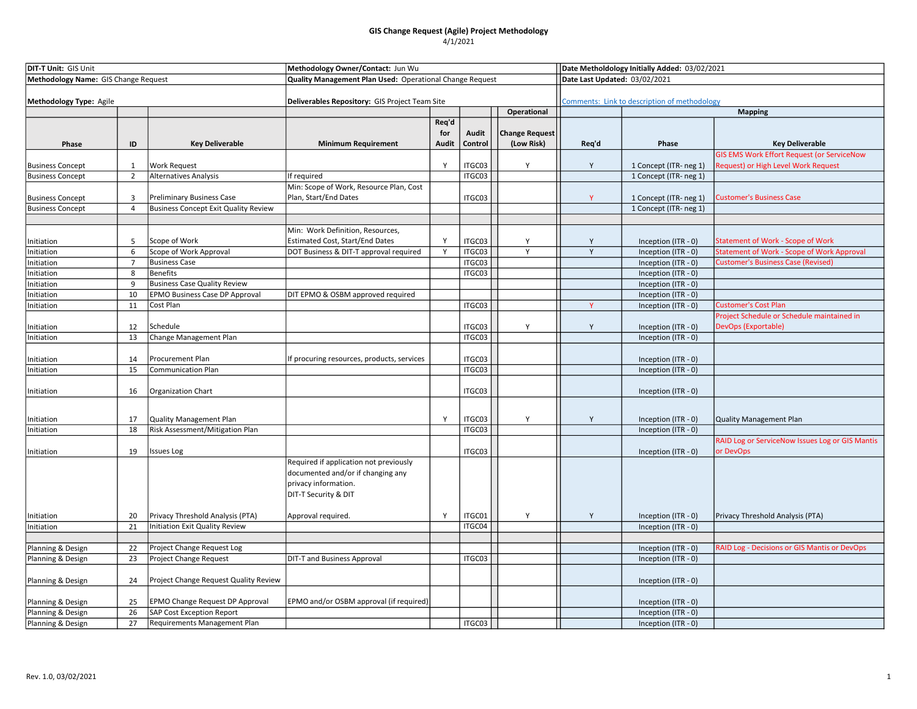# GIS Change Request (Agile) Project Methodology

4/1/2021

| DIT-T Unit: GIS Unit | | | Methodology Owner/Contact: Jun Wu | | | | Date Metholdology Initially Added: 03/02/2021 | | |
|---|---|---|---|---|---|---|---|---|---|
| Methodology Name: GIS Change Request | | | Quality Management Plan Used: Operational Change Request | | | | Date Last Updated: 03/02/2021 | | |
| Methodology Type: Agile | | | Deliverables Repository: GIS Project Team Site | | | | Comments: Link to description of methodology | | |
| | | | | | | Operational | Mapping | | |
| Phase | ID | Key Deliverable | Minimum Requirement | Req'd for Audit | Audit Control | Change Request (Low Risk) | Req'd | Phase | Key Deliverable |
| Business Concept | 1 | Work Request | | Y | ITGC03 | Y | Y | 1 Concept (ITR- neg 1) | GIS EMS Work Effort Request (or ServiceNow Request) or High Level Work Request |
| Business Concept | 2 | Alternatives Analysis | If required | | ITGC03 | | | 1 Concept (ITR- neg 1) | |
| Business Concept | 3 | Preliminary Business Case | Min: Scope of Work, Resource Plan, Cost Plan, Start/End Dates | | ITGC03 | | Y | 1 Concept (ITR- neg 1) | Customer's Business Case |
| Business Concept | 4 | Business Concept Exit Quality Review | | | | | | 1 Concept (ITR- neg 1) | |
| | | | | | | | | | |
| Initiation | 5 | Scope of Work | Min: Work Definition, Resources, Estimated Cost, Start/End Dates | Y | ITGC03 | Y | Y | Inception (ITR - 0) | Statement of Work - Scope of Work |
| Initiation | 6 | Scope of Work Approval | DOT Business & DIT-T approval required | Y | ITGC03 | Y | Y | Inception (ITR - 0) | Statement of Work - Scope of Work Approval |
| Initiation | 7 | Business Case | | | ITGC03 | | | Inception (ITR - 0) | Customer's Business Case (Revised) |
| Initiation | 8 | Benefits | | | ITGC03 | | | Inception (ITR - 0) | |
| Initiation | 9 | Business Case Quality Review | | | | | | Inception (ITR - 0) | |
| Initiation | 10 | EPMO Business Case DP Approval | DIT EPMO & OSBM approved required | | | | | Inception (ITR - 0) | |
| Initiation | 11 | Cost Plan | | | ITGC03 | | Y | Inception (ITR - 0) | Customer's Cost Plan |
| Initiation | 12 | Schedule | | | ITGC03 | Y | Y | Inception (ITR - 0) | Project Schedule or Schedule maintained in DevOps (Exportable) |
| Initiation | 13 | Change Management Plan | | | ITGC03 | | | Inception (ITR - 0) | |
| Initiation | 14 | Procurement Plan | If procuring resources, products, services | | ITGC03 | | | Inception (ITR - 0) | |
| Initiation | 15 | Communication Plan | | | ITGC03 | | | Inception (ITR - 0) | |
| Initiation | 16 | Organization Chart | | | ITGC03 | | | Inception (ITR - 0) | |
| Initiation | 17 | Quality Management Plan | | Y | ITGC03 | Y | Y | Inception (ITR - 0) | Quality Management Plan |
| Initiation | 18 | Risk Assessment/Mitigation Plan | | | ITGC03 | | | Inception (ITR - 0) | |
| Initiation | 19 | Issues Log | | | ITGC03 | | | Inception (ITR - 0) | RAID Log or ServiceNow Issues Log or GIS Mantis or DevOps |
| Initiation | 20 | Privacy Threshold Analysis (PTA) | Required if application not previously documented and/or if changing any privacy information. DIT-T Security & DIT Approval required. | Y | ITGC01 | Y | Y | Inception (ITR - 0) | Privacy Threshold Analysis (PTA) |
| Initiation | 21 | Initiation Exit Quality Review | | | ITGC04 | | | Inception (ITR - 0) | |
| | | | | | | | | | |
| Planning & Design | 22 | Project Change Request Log | | | | | | Inception (ITR - 0) | RAID Log - Decisions or GIS Mantis or DevOps |
| Planning & Design | 23 | Project Change Request | DIT-T and Business Approval | | ITGC03 | | | Inception (ITR - 0) | |
| Planning & Design | 24 | Project Change Request Quality Review | | | | | | Inception (ITR - 0) | |
| Planning & Design | 25 | EPMO Change Request DP Approval | EPMO and/or OSBM approval (if required) | | | | | Inception (ITR - 0) | |
| Planning & Design | 26 | SAP Cost Exception Report | | | | | | Inception (ITR - 0) | |
| Planning & Design | 27 | Requirements Management Plan | | | ITGC03 | | | Inception (ITR - 0) | |

Rev. 1.0, 03/02/2021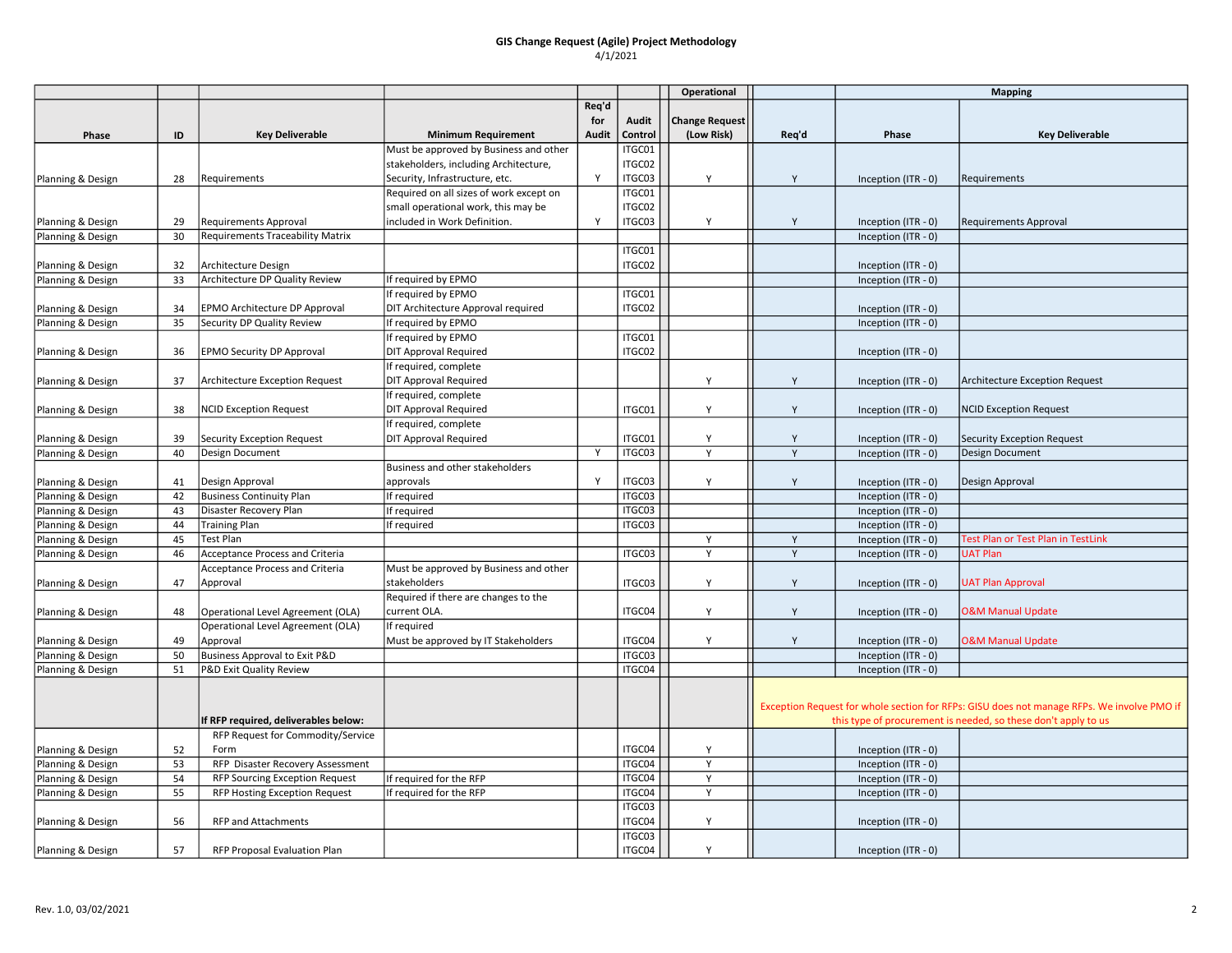**GIS Change Request (Agile) Project Methodology**

4/1/2021

| | | | | | | Operational | | Mapping | |
|---|---|---|---|---|---|---|---|---|---|
| Phase | ID | Key Deliverable | Minimum Requirement | Req'd for Audit | Audit Control | Change Request (Low Risk) | Req'd | Phase | Key Deliverable |
| Planning & Design | 28 | Requirements | Must be approved by Business and other stakeholders, including Architecture, Security, Infrastructure, etc. | Y | ITGC01 ITGC02 ITGC03 | Y | Y | Inception (ITR - 0) | Requirements |
| Planning & Design | 29 | Requirements Approval | Required on all sizes of work except on small operational work, this may be included in Work Definition. | Y | ITGC01 ITGC02 ITGC03 | Y | Y | Inception (ITR - 0) | Requirements Approval |
| Planning & Design | 30 | Requirements Traceability Matrix | | | | | | Inception (ITR - 0) | |
| Planning & Design | 32 | Architecture Design | | | ITGC01 ITGC02 | | | Inception (ITR - 0) | |
| Planning & Design | 33 | Architecture DP Quality Review | If required by EPMO | | | | | Inception (ITR - 0) | |
| Planning & Design | 34 | EPMO Architecture DP Approval | If required by EPMO DIT Architecture Approval required | | ITGC01 ITGC02 | | | Inception (ITR - 0) | |
| Planning & Design | 35 | Security DP Quality Review | If required by EPMO | | | | | Inception (ITR - 0) | |
| Planning & Design | 36 | EPMO Security DP Approval | If required by EPMO DIT Approval Required | | ITGC01 ITGC02 | | | Inception (ITR - 0) | |
| Planning & Design | 37 | Architecture Exception Request | If required, complete DIT Approval Required | | | Y | Y | Inception (ITR - 0) | Architecture Exception Request |
| Planning & Design | 38 | NCID Exception Request | If required, complete DIT Approval Required | | ITGC01 | Y | Y | Inception (ITR - 0) | NCID Exception Request |
| Planning & Design | 39 | Security Exception Request | If required, complete DIT Approval Required | | ITGC01 | Y | Y | Inception (ITR - 0) | Security Exception Request |
| Planning & Design | 40 | Design Document | | Y | ITGC03 | Y | Y | Inception (ITR - 0) | Design Document |
| Planning & Design | 41 | Design Approval | Business and other stakeholders approvals | Y | ITGC03 | Y | Y | Inception (ITR - 0) | Design Approval |
| Planning & Design | 42 | Business Continuity Plan | If required | | ITGC03 | | | Inception (ITR - 0) | |
| Planning & Design | 43 | Disaster Recovery Plan | If required | | ITGC03 | | | Inception (ITR - 0) | |
| Planning & Design | 44 | Training Plan | If required | | ITGC03 | | | Inception (ITR - 0) | |
| Planning & Design | 45 | Test Plan | | | | Y | Y | Inception (ITR - 0) | Test Plan or Test Plan in TestLink |
| Planning & Design | 46 | Acceptance Process and Criteria | | | ITGC03 | Y | Y | Inception (ITR - 0) | UAT Plan |
| Planning & Design | 47 | Acceptance Process and Criteria Approval | Must be approved by Business and other stakeholders | | ITGC03 | Y | Y | Inception (ITR - 0) | UAT Plan Approval |
| Planning & Design | 48 | Operational Level Agreement (OLA) | Required if there are changes to the current OLA. | | ITGC04 | Y | Y | Inception (ITR - 0) | O&M Manual Update |
| Planning & Design | 49 | Operational Level Agreement (OLA) Approval | If required Must be approved by IT Stakeholders | | ITGC04 | Y | Y | Inception (ITR - 0) | O&M Manual Update |
| Planning & Design | 50 | Business Approval to Exit P&D | | | ITGC03 | | | Inception (ITR - 0) | |
| Planning & Design | 51 | P&D Exit Quality Review | | | ITGC04 | | | Inception (ITR - 0) | |
| | | **If RFP required, deliverables below:** | | | | | Exception Request for whole section for RFPs: GISU does not manage RFPs. We involve PMO if this type of procurement is needed, so these don't apply to us | | |
| Planning & Design | 52 | RFP Request for Commodity/Service Form | | | ITGC04 | Y | | Inception (ITR - 0) | |
| Planning & Design | 53 | RFP Disaster Recovery Assessment | | | ITGC04 | Y | | Inception (ITR - 0) | |
| Planning & Design | 54 | RFP Sourcing Exception Request | If required for the RFP | | ITGC04 | Y | | Inception (ITR - 0) | |
| Planning & Design | 55 | RFP Hosting Exception Request | If required for the RFP | | ITGC04 | Y | | Inception (ITR - 0) | |
| Planning & Design | 56 | RFP and Attachments | | | ITGC03 ITGC04 | Y | | Inception (ITR - 0) | |
| Planning & Design | 57 | RFP Proposal Evaluation Plan | | | ITGC03 ITGC04 | Y | | Inception (ITR - 0) | |

Rev. 1.0, 03/02/2021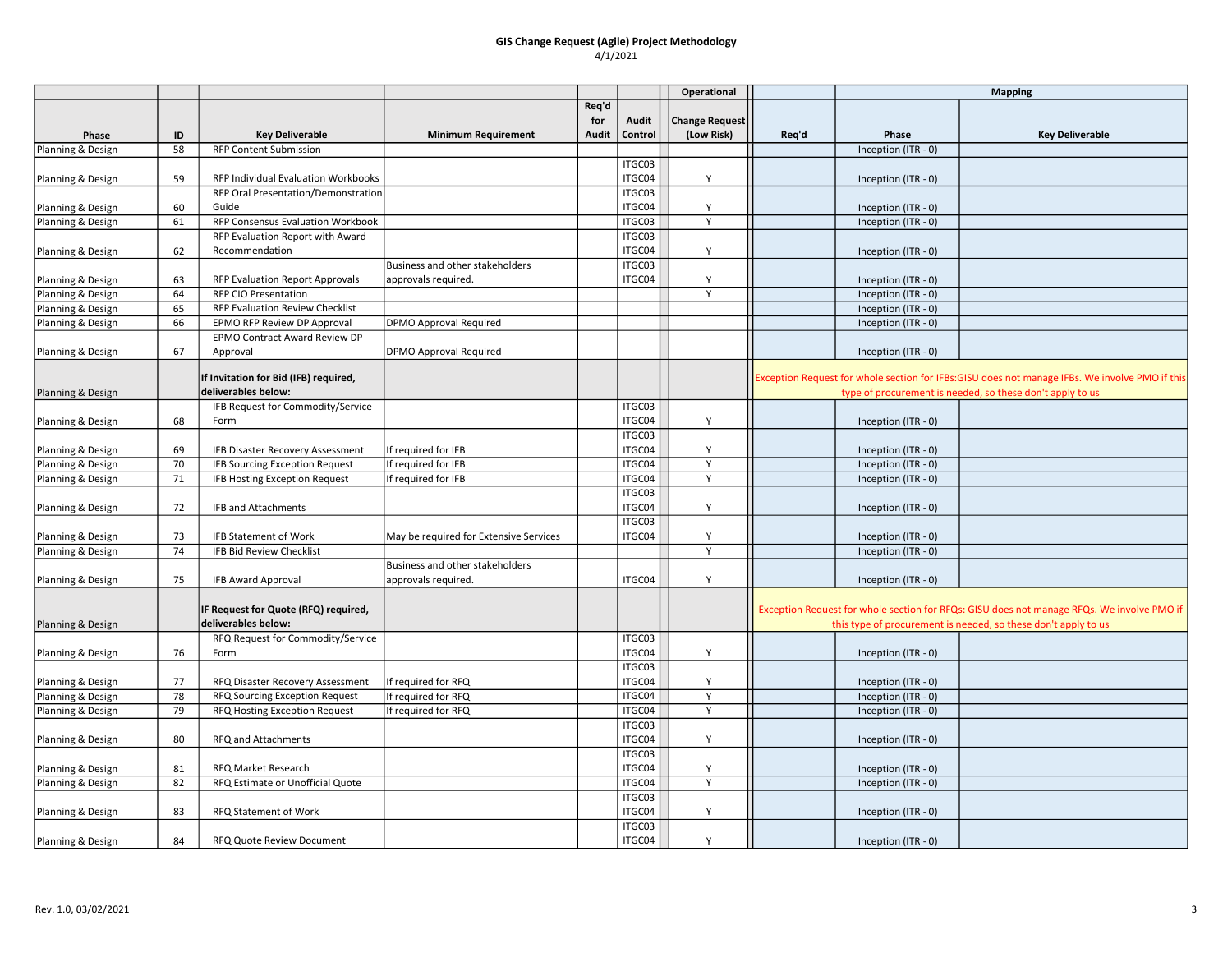# GIS Change Request (Agile) Project Methodology

4/1/2021

| | | | | | | Operational | | Mapping | |
|---|---|---|---|---|---|---|---|---|---|
| Phase | ID | Key Deliverable | Minimum Requirement | Req'd for Audit | Audit Control | Change Request (Low Risk) | Req'd | Phase | Key Deliverable |
| Planning & Design | 58 | RFP Content Submission | | | | | | Inception (ITR - 0) | |
| Planning & Design | 59 | RFP Individual Evaluation Workbooks | | | ITGC03 ITGC04 | Y | | Inception (ITR - 0) | |
| Planning & Design | 60 | RFP Oral Presentation/Demonstration Guide | | | ITGC03 ITGC04 | Y | | Inception (ITR - 0) | |
| Planning & Design | 61 | RFP Consensus Evaluation Workbook | | | ITGC03 | Y | | Inception (ITR - 0) | |
| Planning & Design | 62 | RFP Evaluation Report with Award Recommendation | | | ITGC03 ITGC04 | Y | | Inception (ITR - 0) | |
| Planning & Design | 63 | RFP Evaluation Report Approvals | Business and other stakeholders approvals required. | | ITGC03 ITGC04 | Y | | Inception (ITR - 0) | |
| Planning & Design | 64 | RFP CIO Presentation | | | | Y | | Inception (ITR - 0) | |
| Planning & Design | 65 | RFP Evaluation Review Checklist | | | | | | Inception (ITR - 0) | |
| Planning & Design | 66 | EPMO RFP Review DP Approval | DPMO Approval Required | | | | | Inception (ITR - 0) | |
| Planning & Design | 67 | EPMO Contract Award Review DP Approval | DPMO Approval Required | | | | | Inception (ITR - 0) | |
| Planning & Design | | **If Invitation for Bid (IFB) required, deliverables below:** | | | | | Exception Request for whole section for IFBs:GISU does not manage IFBs. We involve PMO if this type of procurement is needed, so these don't apply to us | | |
| Planning & Design | 68 | IFB Request for Commodity/Service Form | | | ITGC03 ITGC04 | Y | | Inception (ITR - 0) | |
| Planning & Design | 69 | IFB Disaster Recovery Assessment | If required for IFB | | ITGC03 ITGC04 | Y | | Inception (ITR - 0) | |
| Planning & Design | 70 | IFB Sourcing Exception Request | If required for IFB | | ITGC04 | Y | | Inception (ITR - 0) | |
| Planning & Design | 71 | IFB Hosting Exception Request | If required for IFB | | ITGC04 | Y | | Inception (ITR - 0) | |
| Planning & Design | 72 | IFB and Attachments | | | ITGC03 ITGC04 | Y | | Inception (ITR - 0) | |
| Planning & Design | 73 | IFB Statement of Work | May be required for Extensive Services | | ITGC03 ITGC04 | Y | | Inception (ITR - 0) | |
| Planning & Design | 74 | IFB Bid Review Checklist | | | | Y | | Inception (ITR - 0) | |
| Planning & Design | 75 | IFB Award Approval | Business and other stakeholders approvals required. | | ITGC04 | Y | | Inception (ITR - 0) | |
| Planning & Design | | **IF Request for Quote (RFQ) required, deliverables below:** | | | | | Exception Request for whole section for RFQs: GISU does not manage RFQs. We involve PMO if this type of procurement is needed, so these don't apply to us | | |
| Planning & Design | 76 | RFQ Request for Commodity/Service Form | | | ITGC03 ITGC04 | Y | | Inception (ITR - 0) | |
| Planning & Design | 77 | RFQ Disaster Recovery Assessment | If required for RFQ | | ITGC03 ITGC04 | Y | | Inception (ITR - 0) | |
| Planning & Design | 78 | RFQ Sourcing Exception Request | If required for RFQ | | ITGC04 | Y | | Inception (ITR - 0) | |
| Planning & Design | 79 | RFQ Hosting Exception Request | If required for RFQ | | ITGC04 | Y | | Inception (ITR - 0) | |
| Planning & Design | 80 | RFQ and Attachments | | | ITGC03 ITGC04 | Y | | Inception (ITR - 0) | |
| Planning & Design | 81 | RFQ Market Research | | | ITGC03 ITGC04 | Y | | Inception (ITR - 0) | |
| Planning & Design | 82 | RFQ Estimate or Unofficial Quote | | | ITGC04 | Y | | Inception (ITR - 0) | |
| Planning & Design | 83 | RFQ Statement of Work | | | ITGC03 ITGC04 | Y | | Inception (ITR - 0) | |
| Planning & Design | 84 | RFQ Quote Review Document | | | ITGC03 ITGC04 | Y | | Inception (ITR - 0) | |

Rev. 1.0, 03/02/2021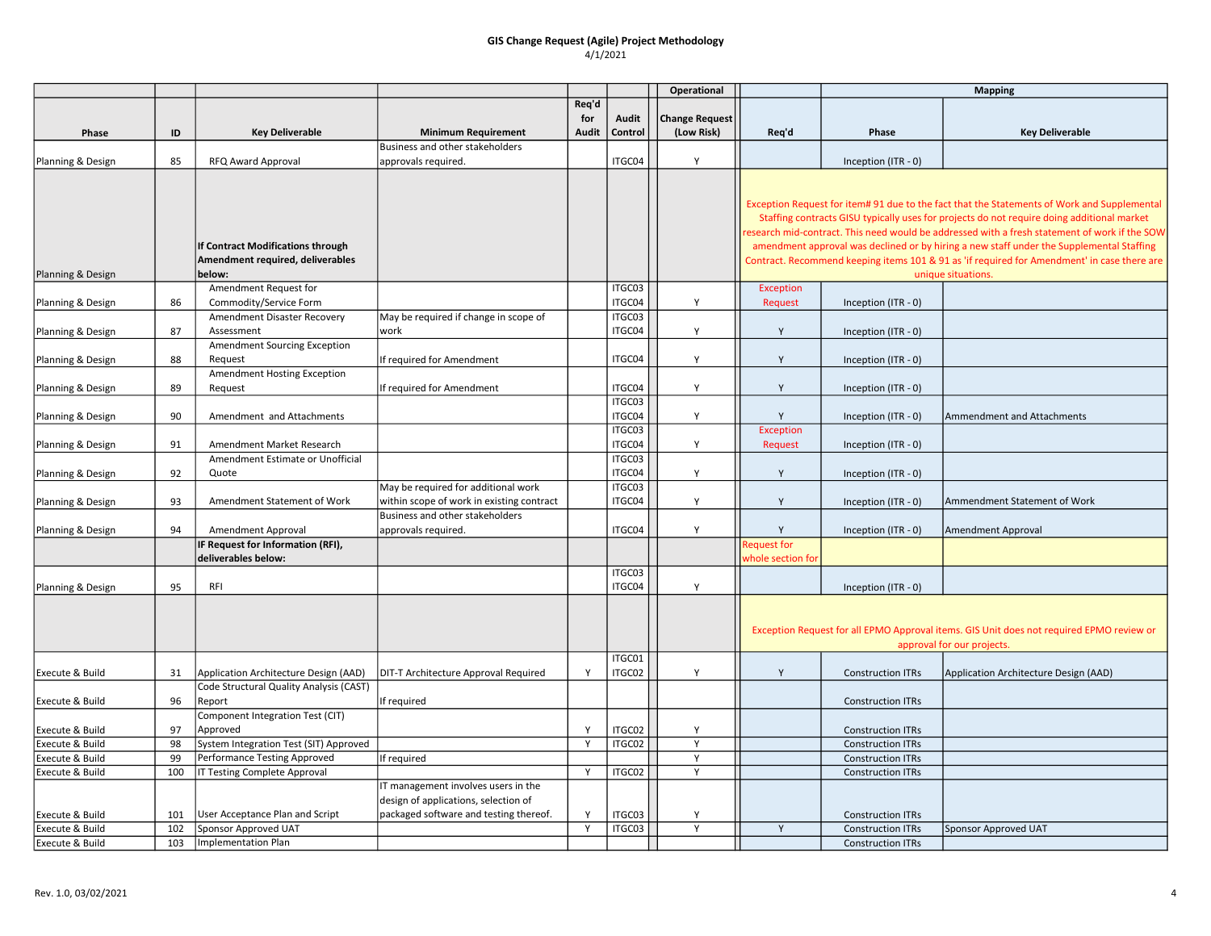# GIS Change Request (Agile) Project Methodology

4/1/2021

| | | | | | | Operational | | Mapping | |
|---|---|---|---|---|---|---|---|---|---|
| **Phase** | **ID** | **Key Deliverable** | **Minimum Requirement** | **Req'd for Audit** | **Audit Control** | **Change Request (Low Risk)** | **Req'd** | **Phase** | **Key Deliverable** |
| Planning & Design | 85 | RFQ Award Approval | Business and other stakeholders approvals required. | | ITGC04 | Y | | Inception (ITR - 0) | |
| Planning & Design | | **If Contract Modifications through Amendment required, deliverables below:** | | | | | Exception Request for item# 91 due to the fact that the Statements of Work and Supplemental Staffing contracts GISU typically uses for projects do not require doing additional market research mid-contract. This need would be addressed with a fresh statement of work if the SOW amendment approval was declined or by hiring a new staff under the Supplemental Staffing Contract. Recommend keeping items 101 & 91 as 'if required for Amendment' in case there are unique situations. | | |
| Planning & Design | 86 | Amendment Request for Commodity/Service Form | | | ITGC03 ITGC04 | Y | Exception Request | Inception (ITR - 0) | |
| Planning & Design | 87 | Amendment Disaster Recovery Assessment | May be required if change in scope of work | | ITGC03 ITGC04 | Y | Y | Inception (ITR - 0) | |
| Planning & Design | 88 | Amendment Sourcing Exception Request | If required for Amendment | | ITGC04 | Y | Y | Inception (ITR - 0) | |
| Planning & Design | 89 | Amendment Hosting Exception Request | If required for Amendment | | ITGC04 | Y | Y | Inception (ITR - 0) | |
| Planning & Design | 90 | Amendment and Attachments | | | ITGC03 ITGC04 | Y | Y | Inception (ITR - 0) | Ammendment and Attachments |
| Planning & Design | 91 | Amendment Market Research | | | ITGC03 ITGC04 | Y | Exception Request | Inception (ITR - 0) | |
| Planning & Design | 92 | Amendment Estimate or Unofficial Quote | | | ITGC03 ITGC04 | Y | Y | Inception (ITR - 0) | |
| Planning & Design | 93 | Amendment Statement of Work | May be required for additional work within scope of work in existing contract | | ITGC03 ITGC04 | Y | Y | Inception (ITR - 0) | Ammendment Statement of Work |
| Planning & Design | 94 | Amendment Approval | Business and other stakeholders approvals required. | | ITGC04 | Y | Y | Inception (ITR - 0) | Amendment Approval |
| | | **IF Request for Information (RFI), deliverables below:** | | | | | Request for whole section for | | |
| Planning & Design | 95 | RFI | | | ITGC03 ITGC04 | Y | | Inception (ITR - 0) | |
| | | | | | | | Exception Request for all EPMO Approval items. GIS Unit does not required EPMO review or approval for our projects. | | |
| Execute & Build | 31 | Application Architecture Design (AAD) | DIT-T Architecture Approval Required | Y | ITGC01 ITGC02 | Y | Y | Construction ITRs | Application Architecture Design (AAD) |
| Execute & Build | 96 | Code Structural Quality Analysis (CAST) Report | If required | | | | | Construction ITRs | |
| Execute & Build | 97 | Component Integration Test (CIT) Approved | | Y | ITGC02 | Y | | Construction ITRs | |
| Execute & Build | 98 | System Integration Test (SIT) Approved | | Y | ITGC02 | Y | | Construction ITRs | |
| Execute & Build | 99 | Performance Testing Approved | If required | | | Y | | Construction ITRs | |
| Execute & Build | 100 | IT Testing Complete Approval | | Y | ITGC02 | Y | | Construction ITRs | |
| Execute & Build | 101 | User Acceptance Plan and Script | IT management involves users in the design of applications, selection of packaged software and testing thereof. | Y | ITGC03 | Y | | Construction ITRs | |
| Execute & Build | 102 | Sponsor Approved UAT | | Y | ITGC03 | Y | Y | Construction ITRs | Sponsor Approved UAT |
| Execute & Build | 103 | Implementation Plan | | | | | | Construction ITRs | |

Rev. 1.0, 03/02/2021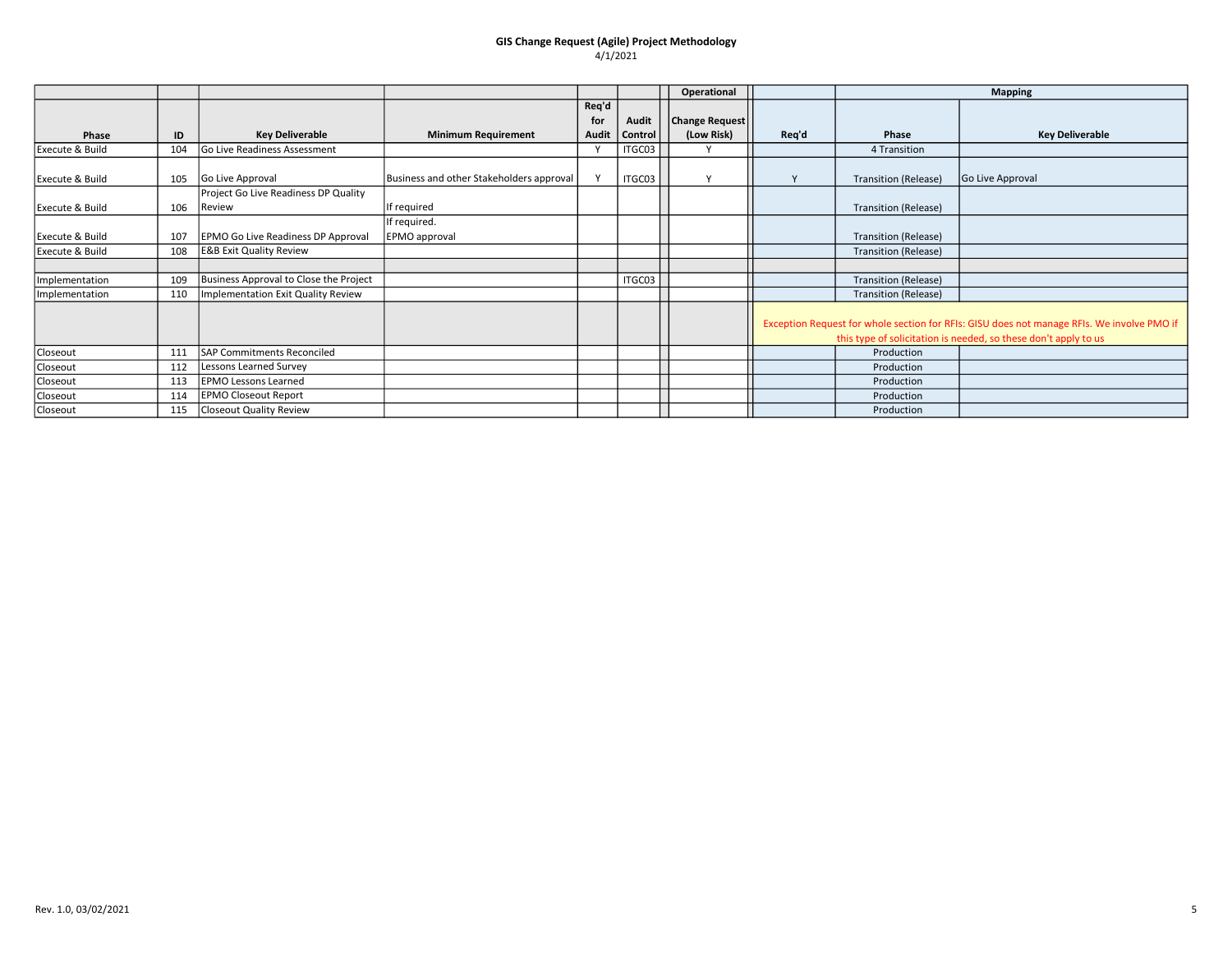**GIS Change Request (Agile) Project Methodology**

4/1/2021

| | | | | | | Operational | | Mapping | |
|---|---|---|---|---|---|---|---|---|---|
| Phase | ID | Key Deliverable | Minimum Requirement | Req'd for Audit | Audit Control | Change Request (Low Risk) | Req'd | Phase | Key Deliverable |
| Execute & Build | 104 | Go Live Readiness Assessment | | Y | ITGC03 | Y | | 4 Transition | |
| Execute & Build | 105 | Go Live Approval | Business and other Stakeholders approval | Y | ITGC03 | Y | Y | Transition (Release) | Go Live Approval |
| Execute & Build | 106 | Project Go Live Readiness DP Quality Review | If required | | | | | Transition (Release) | |
| Execute & Build | 107 | EPMO Go Live Readiness DP Approval | If required. EPMO approval | | | | | Transition (Release) | |
| Execute & Build | 108 | E&B Exit Quality Review | | | | | | Transition (Release) | |
| | | | | | | | | | |
| Implementation | 109 | Business Approval to Close the Project | | | ITGC03 | | | Transition (Release) | |
| Implementation | 110 | Implementation Exit Quality Review | | | | | | Transition (Release) | |
| | | | | | | | Exception Request for whole section for RFIs: GISU does not manage RFIs. We involve PMO if this type of solicitation is needed, so these don't apply to us | | |
| Closeout | 111 | SAP Commitments Reconciled | | | | | | Production | |
| Closeout | 112 | Lessons Learned Survey | | | | | | Production | |
| Closeout | 113 | EPMO Lessons Learned | | | | | | Production | |
| Closeout | 114 | EPMO Closeout Report | | | | | | Production | |
| Closeout | 115 | Closeout Quality Review | | | | | | Production | |

Rev. 1.0, 03/02/2021